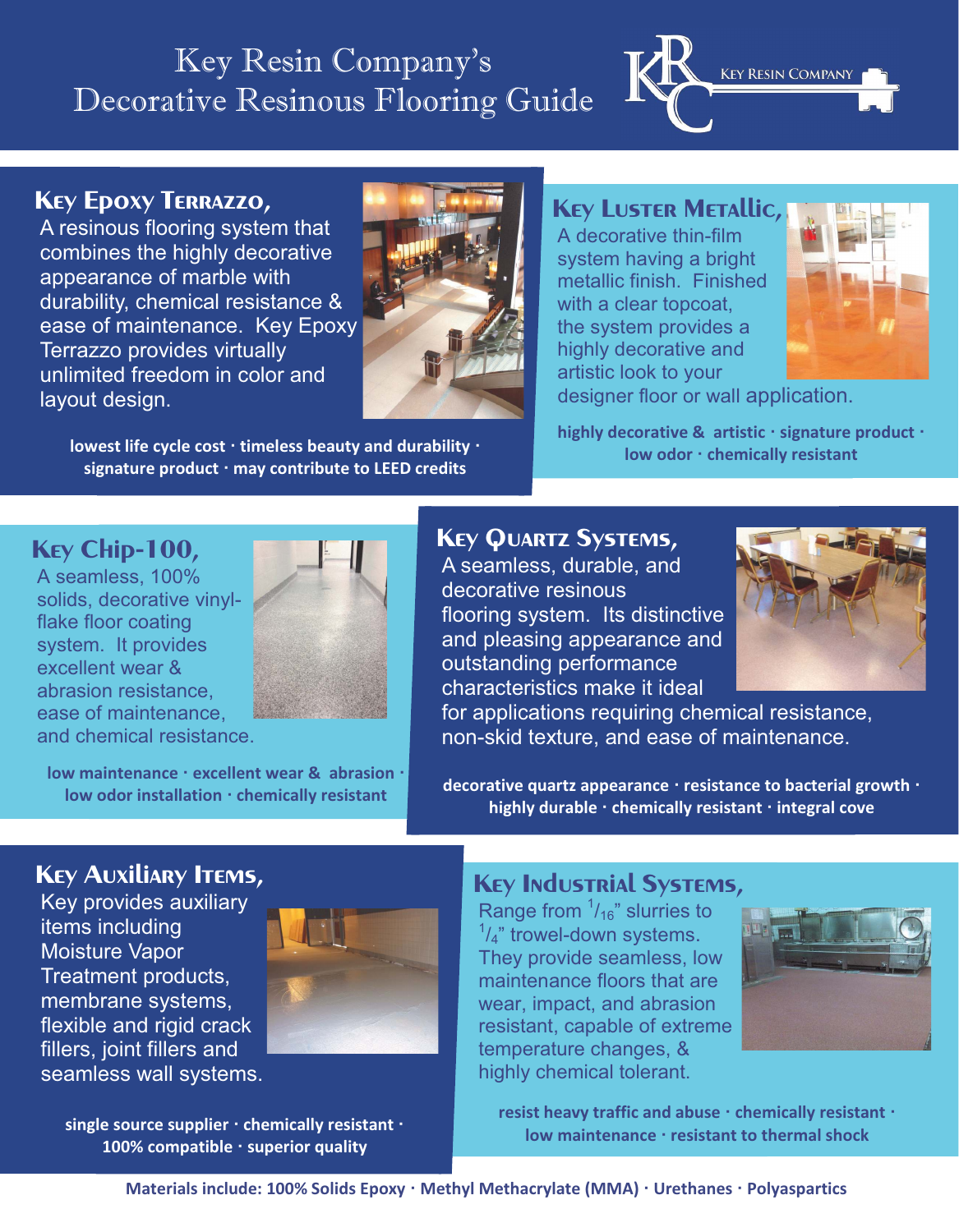# Key Resin Company's Decorative Resinous Flooring Guide

KEY RESIN COMPANY

## Key Epoxy Terrazzo,

A resinous flooring system that combines the highly decorative appearance of marble with durability, chemical resistance & ease of maintenance. Key Epoxy Terrazzo provides virtually unlimited freedom in color and layout design.

**lowest life cycle cost · timeless beauty and durability · signature product · may contribute to LEED credits**

## Key Luster Metallic,

A decorative thin-film system having a bright metallic finish. Finished with a clear topcoat, the system provides a highly decorative and artistic look to your designer floor or wall application.

**highly decorative & artistic · signature product · low odor · chemically resistant**

## Key Chip-100,

A seamless, 100% solids, decorative vinyl-flake floor coating system. It provides excellent wear & abrasion resistance, ease of maintenance, and chemical resistance.

**low maintenance · excellent wear & abrasion · low odor installation · chemically resistant**

## Key Quartz Systems,

A seamless, durable, and decorative resinous flooring system. Its distinctive and pleasing appearance and outstanding performance characteristics make it ideal for applications requiring chemical resistance, non-skid texture, and ease of maintenance.

**decorative quartz appearance · resistance to bacterial growth · highly durable · chemically resistant · integral cove**

## Key Auxiliary Items,

Key provides auxiliary items including Moisture Vapor Treatment products, membrane systems, flexible and rigid crack fillers, joint fillers and seamless wall systems.

**single source supplier · chemically resistant · 100% compatible · superior quality**

## Key Industrial Systems,

Range from $^{1}/_{16}$" slurries to $^{1}/_{4}$" trowel-down systems. They provide seamless, low maintenance floors that are wear, impact, and abrasion resistant, capable of extreme temperature changes, & highly chemical tolerant.

**resist heavy traffic and abuse · chemically resistant · low maintenance · resistant to thermal shock**

**Materials include: 100% Solids Epoxy · Methyl Methacrylate (MMA) · Urethanes · Polyaspartics**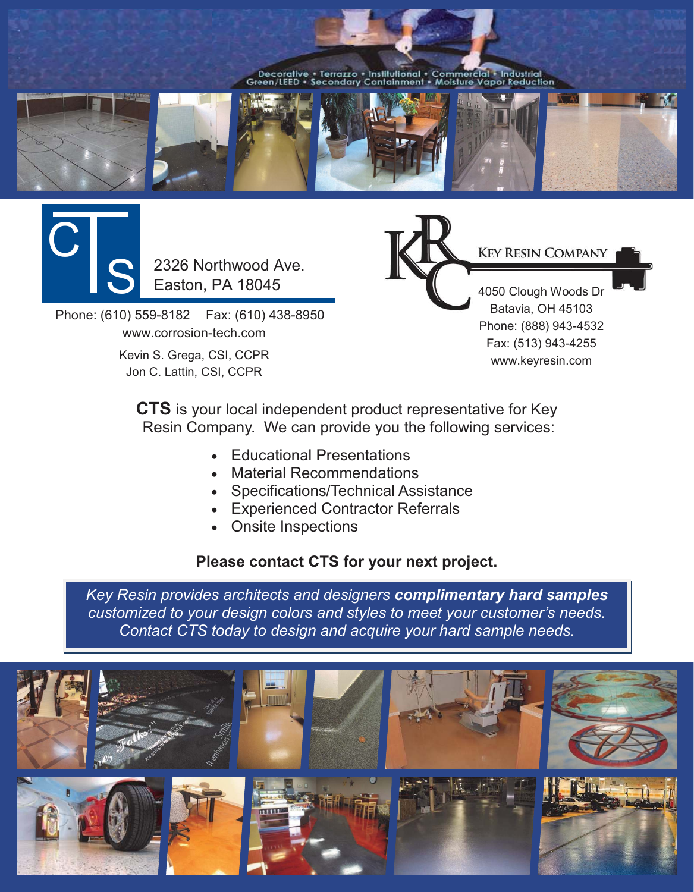Decorative • Terrazzo • Institutional • Commercial • Industrial
Green/LEED • Secondary Containment • Moisture Vapor Reduction

CTS

2326 Northwood Ave.
Easton, PA 18045

Phone: (610) 559-8182 Fax: (610) 438-8950
www.corrosion-tech.com

Kevin S. Grega, CSI, CCPR
Jon C. Lattin, CSI, CCPR

KEY RESIN COMPANY

4050 Clough Woods Dr
Batavia, OH 45103
Phone: (888) 943-4532
Fax: (513) 943-4255
www.keyresin.com

**CTS** is your local independent product representative for Key Resin Company. We can provide you the following services:

- Educational Presentations
- Material Recommendations
- Specifications/Technical Assistance
- Experienced Contractor Referrals
- Onsite Inspections

**Please contact CTS for your next project.**

*Key Resin provides architects and designers **complimentary hard samples** customized to your design colors and styles to meet your customer's needs. Contact CTS today to design and acquire your hard sample needs.*